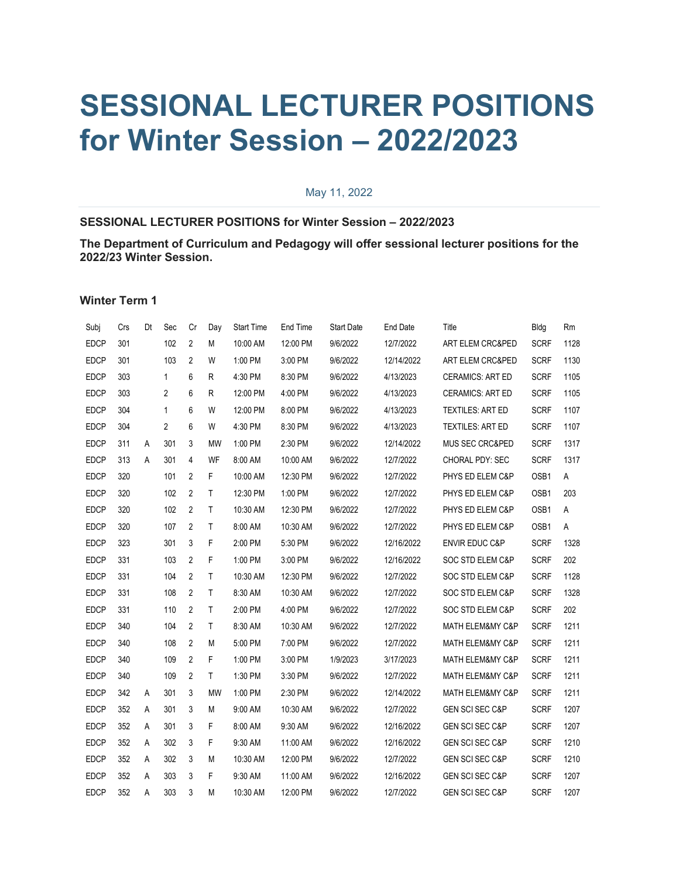# SESSIONAL LECTURER POSITIONS for Winter Session – 2022/2023

May 11, 2022

**SESSIONAL LECTURER POSITIONS for Winter Session – 2022/2023**

**The Department of Curriculum and Pedagogy will offer sessional lecturer positions for the 2022/23 Winter Session.**

### Winter Term 1

| Subj | Crs | Dt | Sec | Cr | Day | Start Time | End Time | Start Date | End Date | Title | Bldg | Rm |
|---|---|---|---|---|---|---|---|---|---|---|---|---|
| EDCP | 301 | | 102 | 2 | M | 10:00 AM | 12:00 PM | 9/6/2022 | 12/7/2022 | ART ELEM CRC&PED | SCRF | 1128 |
| EDCP | 301 | | 103 | 2 | W | 1:00 PM | 3:00 PM | 9/6/2022 | 12/14/2022 | ART ELEM CRC&PED | SCRF | 1130 |
| EDCP | 303 | | 1 | 6 | R | 4:30 PM | 8:30 PM | 9/6/2022 | 4/13/2023 | CERAMICS: ART ED | SCRF | 1105 |
| EDCP | 303 | | 2 | 6 | R | 12:00 PM | 4:00 PM | 9/6/2022 | 4/13/2023 | CERAMICS: ART ED | SCRF | 1105 |
| EDCP | 304 | | 1 | 6 | W | 12:00 PM | 8:00 PM | 9/6/2022 | 4/13/2023 | TEXTILES: ART ED | SCRF | 1107 |
| EDCP | 304 | | 2 | 6 | W | 4:30 PM | 8:30 PM | 9/6/2022 | 4/13/2023 | TEXTILES: ART ED | SCRF | 1107 |
| EDCP | 311 | A | 301 | 3 | MW | 1:00 PM | 2:30 PM | 9/6/2022 | 12/14/2022 | MUS SEC CRC&PED | SCRF | 1317 |
| EDCP | 313 | A | 301 | 4 | WF | 8:00 AM | 10:00 AM | 9/6/2022 | 12/7/2022 | CHORAL PDY: SEC | SCRF | 1317 |
| EDCP | 320 | | 101 | 2 | F | 10:00 AM | 12:30 PM | 9/6/2022 | 12/7/2022 | PHYS ED ELEM C&P | OSB1 | A |
| EDCP | 320 | | 102 | 2 | T | 12:30 PM | 1:00 PM | 9/6/2022 | 12/7/2022 | PHYS ED ELEM C&P | OSB1 | 203 |
| EDCP | 320 | | 102 | 2 | T | 10:30 AM | 12:30 PM | 9/6/2022 | 12/7/2022 | PHYS ED ELEM C&P | OSB1 | A |
| EDCP | 320 | | 107 | 2 | T | 8:00 AM | 10:30 AM | 9/6/2022 | 12/7/2022 | PHYS ED ELEM C&P | OSB1 | A |
| EDCP | 323 | | 301 | 3 | F | 2:00 PM | 5:30 PM | 9/6/2022 | 12/16/2022 | ENVIR EDUC C&P | SCRF | 1328 |
| EDCP | 331 | | 103 | 2 | F | 1:00 PM | 3:00 PM | 9/6/2022 | 12/16/2022 | SOC STD ELEM C&P | SCRF | 202 |
| EDCP | 331 | | 104 | 2 | T | 10:30 AM | 12:30 PM | 9/6/2022 | 12/7/2022 | SOC STD ELEM C&P | SCRF | 1128 |
| EDCP | 331 | | 108 | 2 | T | 8:30 AM | 10:30 AM | 9/6/2022 | 12/7/2022 | SOC STD ELEM C&P | SCRF | 1328 |
| EDCP | 331 | | 110 | 2 | T | 2:00 PM | 4:00 PM | 9/6/2022 | 12/7/2022 | SOC STD ELEM C&P | SCRF | 202 |
| EDCP | 340 | | 104 | 2 | T | 8:30 AM | 10:30 AM | 9/6/2022 | 12/7/2022 | MATH ELEM&MY C&P | SCRF | 1211 |
| EDCP | 340 | | 108 | 2 | M | 5:00 PM | 7:00 PM | 9/6/2022 | 12/7/2022 | MATH ELEM&MY C&P | SCRF | 1211 |
| EDCP | 340 | | 109 | 2 | F | 1:00 PM | 3:00 PM | 1/9/2023 | 3/17/2023 | MATH ELEM&MY C&P | SCRF | 1211 |
| EDCP | 340 | | 109 | 2 | T | 1:30 PM | 3:30 PM | 9/6/2022 | 12/7/2022 | MATH ELEM&MY C&P | SCRF | 1211 |
| EDCP | 342 | A | 301 | 3 | MW | 1:00 PM | 2:30 PM | 9/6/2022 | 12/14/2022 | MATH ELEM&MY C&P | SCRF | 1211 |
| EDCP | 352 | A | 301 | 3 | M | 9:00 AM | 10:30 AM | 9/6/2022 | 12/7/2022 | GEN SCI SEC C&P | SCRF | 1207 |
| EDCP | 352 | A | 301 | 3 | F | 8:00 AM | 9:30 AM | 9/6/2022 | 12/16/2022 | GEN SCI SEC C&P | SCRF | 1207 |
| EDCP | 352 | A | 302 | 3 | F | 9:30 AM | 11:00 AM | 9/6/2022 | 12/16/2022 | GEN SCI SEC C&P | SCRF | 1210 |
| EDCP | 352 | A | 302 | 3 | M | 10:30 AM | 12:00 PM | 9/6/2022 | 12/7/2022 | GEN SCI SEC C&P | SCRF | 1210 |
| EDCP | 352 | A | 303 | 3 | F | 9:30 AM | 11:00 AM | 9/6/2022 | 12/16/2022 | GEN SCI SEC C&P | SCRF | 1207 |
| EDCP | 352 | A | 303 | 3 | M | 10:30 AM | 12:00 PM | 9/6/2022 | 12/7/2022 | GEN SCI SEC C&P | SCRF | 1207 |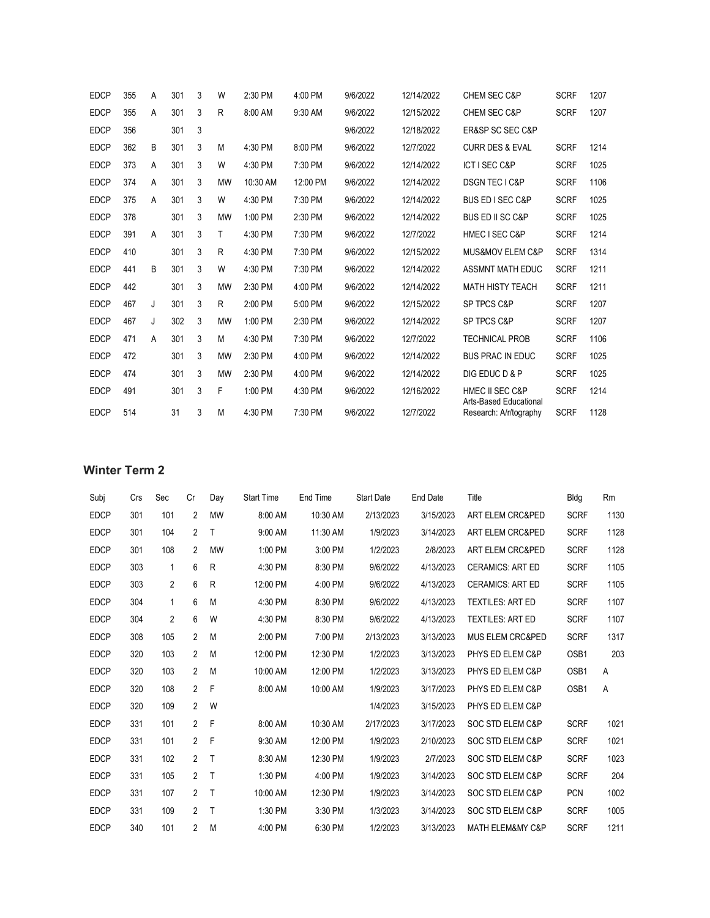| Subj | Crs | Sec | Cr | Day | Start Time | End Time | Start Date | End Date | Title | Bldg | Rm |
|---|---|---|---|---|---|---|---|---|---|---|---|
| EDCP | 355 | A | 301 | 3 | W | 2:30 PM | 4:00 PM | 9/6/2022 | 12/14/2022 | CHEM SEC C&P | SCRF | 1207 |
| EDCP | 355 | A | 301 | 3 | R | 8:00 AM | 9:30 AM | 9/6/2022 | 12/15/2022 | CHEM SEC C&P | SCRF | 1207 |
| EDCP | 356 | | 301 | 3 | | | | 9/6/2022 | 12/18/2022 | ER&SP SC SEC C&P | | |
| EDCP | 362 | B | 301 | 3 | M | 4:30 PM | 8:00 PM | 9/6/2022 | 12/7/2022 | CURR DES & EVAL | SCRF | 1214 |
| EDCP | 373 | A | 301 | 3 | W | 4:30 PM | 7:30 PM | 9/6/2022 | 12/14/2022 | ICT I SEC C&P | SCRF | 1025 |
| EDCP | 374 | A | 301 | 3 | MW | 10:30 AM | 12:00 PM | 9/6/2022 | 12/14/2022 | DSGN TEC I C&P | SCRF | 1106 |
| EDCP | 375 | A | 301 | 3 | W | 4:30 PM | 7:30 PM | 9/6/2022 | 12/14/2022 | BUS ED I SEC C&P | SCRF | 1025 |
| EDCP | 378 | | 301 | 3 | MW | 1:00 PM | 2:30 PM | 9/6/2022 | 12/14/2022 | BUS ED II SC C&P | SCRF | 1025 |
| EDCP | 391 | A | 301 | 3 | T | 4:30 PM | 7:30 PM | 9/6/2022 | 12/7/2022 | HMEC I SEC C&P | SCRF | 1214 |
| EDCP | 410 | | 301 | 3 | R | 4:30 PM | 7:30 PM | 9/6/2022 | 12/15/2022 | MUS&MOV ELEM C&P | SCRF | 1314 |
| EDCP | 441 | B | 301 | 3 | W | 4:30 PM | 7:30 PM | 9/6/2022 | 12/14/2022 | ASSMNT MATH EDUC | SCRF | 1211 |
| EDCP | 442 | | 301 | 3 | MW | 2:30 PM | 4:00 PM | 9/6/2022 | 12/14/2022 | MATH HISTY TEACH | SCRF | 1211 |
| EDCP | 467 | J | 301 | 3 | R | 2:00 PM | 5:00 PM | 9/6/2022 | 12/15/2022 | SP TPCS C&P | SCRF | 1207 |
| EDCP | 467 | J | 302 | 3 | MW | 1:00 PM | 2:30 PM | 9/6/2022 | 12/14/2022 | SP TPCS C&P | SCRF | 1207 |
| EDCP | 471 | A | 301 | 3 | M | 4:30 PM | 7:30 PM | 9/6/2022 | 12/7/2022 | TECHNICAL PROB | SCRF | 1106 |
| EDCP | 472 | | 301 | 3 | MW | 2:30 PM | 4:00 PM | 9/6/2022 | 12/14/2022 | BUS PRAC IN EDUC | SCRF | 1025 |
| EDCP | 474 | | 301 | 3 | MW | 2:30 PM | 4:00 PM | 9/6/2022 | 12/14/2022 | DIG EDUC D & P | SCRF | 1025 |
| EDCP | 491 | | 301 | 3 | F | 1:00 PM | 4:30 PM | 9/6/2022 | 12/16/2022 | HMEC II SEC C&P | SCRF | 1214 |
| EDCP | 514 | | 31 | 3 | M | 4:30 PM | 7:30 PM | 9/6/2022 | 12/7/2022 | Arts-Based Educational Research: A/r/tography | SCRF | 1128 |

## Winter Term 2

| Subj | Crs | Sec | Cr | Day | Start Time | End Time | Start Date | End Date | Title | Bldg | Rm |
|---|---|---|---|---|---|---|---|---|---|---|---|
| EDCP | 301 | 101 | 2 | MW | 8:00 AM | 10:30 AM | 2/13/2023 | 3/15/2023 | ART ELEM CRC&PED | SCRF | 1130 |
| EDCP | 301 | 104 | 2 | T | 9:00 AM | 11:30 AM | 1/9/2023 | 3/14/2023 | ART ELEM CRC&PED | SCRF | 1128 |
| EDCP | 301 | 108 | 2 | MW | 1:00 PM | 3:00 PM | 1/2/2023 | 2/8/2023 | ART ELEM CRC&PED | SCRF | 1128 |
| EDCP | 303 | 1 | 6 | R | 4:30 PM | 8:30 PM | 9/6/2022 | 4/13/2023 | CERAMICS: ART ED | SCRF | 1105 |
| EDCP | 303 | 2 | 6 | R | 12:00 PM | 4:00 PM | 9/6/2022 | 4/13/2023 | CERAMICS: ART ED | SCRF | 1105 |
| EDCP | 304 | 1 | 6 | M | 4:30 PM | 8:30 PM | 9/6/2022 | 4/13/2023 | TEXTILES: ART ED | SCRF | 1107 |
| EDCP | 304 | 2 | 6 | W | 4:30 PM | 8:30 PM | 9/6/2022 | 4/13/2023 | TEXTILES: ART ED | SCRF | 1107 |
| EDCP | 308 | 105 | 2 | M | 2:00 PM | 7:00 PM | 2/13/2023 | 3/13/2023 | MUS ELEM CRC&PED | SCRF | 1317 |
| EDCP | 320 | 103 | 2 | M | 12:00 PM | 12:30 PM | 1/2/2023 | 3/13/2023 | PHYS ED ELEM C&P | OSB1 | 203 |
| EDCP | 320 | 103 | 2 | M | 10:00 AM | 12:00 PM | 1/2/2023 | 3/13/2023 | PHYS ED ELEM C&P | OSB1 | A |
| EDCP | 320 | 108 | 2 | F | 8:00 AM | 10:00 AM | 1/9/2023 | 3/17/2023 | PHYS ED ELEM C&P | OSB1 | A |
| EDCP | 320 | 109 | 2 | W | | | 1/4/2023 | 3/15/2023 | PHYS ED ELEM C&P | | |
| EDCP | 331 | 101 | 2 | F | 8:00 AM | 10:30 AM | 2/17/2023 | 3/17/2023 | SOC STD ELEM C&P | SCRF | 1021 |
| EDCP | 331 | 101 | 2 | F | 9:30 AM | 12:00 PM | 1/9/2023 | 2/10/2023 | SOC STD ELEM C&P | SCRF | 1021 |
| EDCP | 331 | 102 | 2 | T | 8:30 AM | 12:30 PM | 1/9/2023 | 2/7/2023 | SOC STD ELEM C&P | SCRF | 1023 |
| EDCP | 331 | 105 | 2 | T | 1:30 PM | 4:00 PM | 1/9/2023 | 3/14/2023 | SOC STD ELEM C&P | SCRF | 204 |
| EDCP | 331 | 107 | 2 | T | 10:00 AM | 12:30 PM | 1/9/2023 | 3/14/2023 | SOC STD ELEM C&P | PCN | 1002 |
| EDCP | 331 | 109 | 2 | T | 1:30 PM | 3:30 PM | 1/3/2023 | 3/14/2023 | SOC STD ELEM C&P | SCRF | 1005 |
| EDCP | 340 | 101 | 2 | M | 4:00 PM | 6:30 PM | 1/2/2023 | 3/13/2023 | MATH ELEM&MY C&P | SCRF | 1211 |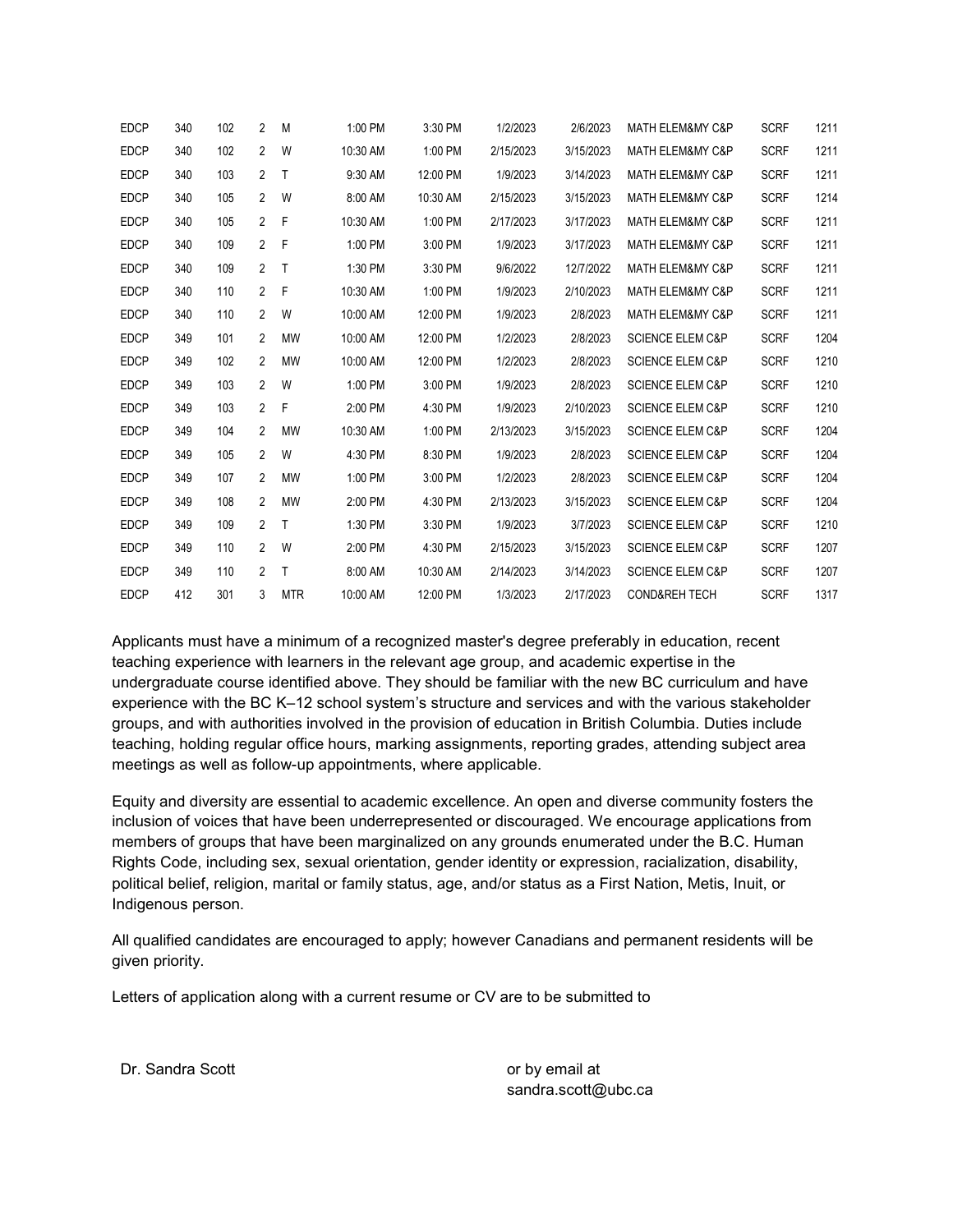| EDCP | 340 | 102 | 2 | M | 1:00 PM | 3:30 PM | 1/2/2023 | 2/6/2023 | MATH ELEM&MY C&P | SCRF | 1211 |
|---|---|---|---|---|---|---|---|---|---|---|---|
| EDCP | 340 | 102 | 2 | W | 10:30 AM | 1:00 PM | 2/15/2023 | 3/15/2023 | MATH ELEM&MY C&P | SCRF | 1211 |
| EDCP | 340 | 103 | 2 | T | 9:30 AM | 12:00 PM | 1/9/2023 | 3/14/2023 | MATH ELEM&MY C&P | SCRF | 1211 |
| EDCP | 340 | 105 | 2 | W | 8:00 AM | 10:30 AM | 2/15/2023 | 3/15/2023 | MATH ELEM&MY C&P | SCRF | 1214 |
| EDCP | 340 | 105 | 2 | F | 10:30 AM | 1:00 PM | 2/17/2023 | 3/17/2023 | MATH ELEM&MY C&P | SCRF | 1211 |
| EDCP | 340 | 109 | 2 | F | 1:00 PM | 3:00 PM | 1/9/2023 | 3/17/2023 | MATH ELEM&MY C&P | SCRF | 1211 |
| EDCP | 340 | 109 | 2 | T | 1:30 PM | 3:30 PM | 9/6/2022 | 12/7/2022 | MATH ELEM&MY C&P | SCRF | 1211 |
| EDCP | 340 | 110 | 2 | F | 10:30 AM | 1:00 PM | 1/9/2023 | 2/10/2023 | MATH ELEM&MY C&P | SCRF | 1211 |
| EDCP | 340 | 110 | 2 | W | 10:00 AM | 12:00 PM | 1/9/2023 | 2/8/2023 | MATH ELEM&MY C&P | SCRF | 1211 |
| EDCP | 349 | 101 | 2 | MW | 10:00 AM | 12:00 PM | 1/2/2023 | 2/8/2023 | SCIENCE ELEM C&P | SCRF | 1204 |
| EDCP | 349 | 102 | 2 | MW | 10:00 AM | 12:00 PM | 1/2/2023 | 2/8/2023 | SCIENCE ELEM C&P | SCRF | 1210 |
| EDCP | 349 | 103 | 2 | W | 1:00 PM | 3:00 PM | 1/9/2023 | 2/8/2023 | SCIENCE ELEM C&P | SCRF | 1210 |
| EDCP | 349 | 103 | 2 | F | 2:00 PM | 4:30 PM | 1/9/2023 | 2/10/2023 | SCIENCE ELEM C&P | SCRF | 1210 |
| EDCP | 349 | 104 | 2 | MW | 10:30 AM | 1:00 PM | 2/13/2023 | 3/15/2023 | SCIENCE ELEM C&P | SCRF | 1204 |
| EDCP | 349 | 105 | 2 | W | 4:30 PM | 8:30 PM | 1/9/2023 | 2/8/2023 | SCIENCE ELEM C&P | SCRF | 1204 |
| EDCP | 349 | 107 | 2 | MW | 1:00 PM | 3:00 PM | 1/2/2023 | 2/8/2023 | SCIENCE ELEM C&P | SCRF | 1204 |
| EDCP | 349 | 108 | 2 | MW | 2:00 PM | 4:30 PM | 2/13/2023 | 3/15/2023 | SCIENCE ELEM C&P | SCRF | 1204 |
| EDCP | 349 | 109 | 2 | T | 1:30 PM | 3:30 PM | 1/9/2023 | 3/7/2023 | SCIENCE ELEM C&P | SCRF | 1210 |
| EDCP | 349 | 110 | 2 | W | 2:00 PM | 4:30 PM | 2/15/2023 | 3/15/2023 | SCIENCE ELEM C&P | SCRF | 1207 |
| EDCP | 349 | 110 | 2 | T | 8:00 AM | 10:30 AM | 2/14/2023 | 3/14/2023 | SCIENCE ELEM C&P | SCRF | 1207 |
| EDCP | 412 | 301 | 3 | MTR | 10:00 AM | 12:00 PM | 1/3/2023 | 2/17/2023 | COND&REH TECH | SCRF | 1317 |

Applicants must have a minimum of a recognized master's degree preferably in education, recent teaching experience with learners in the relevant age group, and academic expertise in the undergraduate course identified above. They should be familiar with the new BC curriculum and have experience with the BC K–12 school system's structure and services and with the various stakeholder groups, and with authorities involved in the provision of education in British Columbia. Duties include teaching, holding regular office hours, marking assignments, reporting grades, attending subject area meetings as well as follow-up appointments, where applicable.

Equity and diversity are essential to academic excellence. An open and diverse community fosters the inclusion of voices that have been underrepresented or discouraged. We encourage applications from members of groups that have been marginalized on any grounds enumerated under the B.C. Human Rights Code, including sex, sexual orientation, gender identity or expression, racialization, disability, political belief, religion, marital or family status, age, and/or status as a First Nation, Metis, Inuit, or Indigenous person.

All qualified candidates are encouraged to apply; however Canadians and permanent residents will be given priority.

Letters of application along with a current resume or CV are to be submitted to

Dr. Sandra Scott

or by email at
sandra.scott@ubc.ca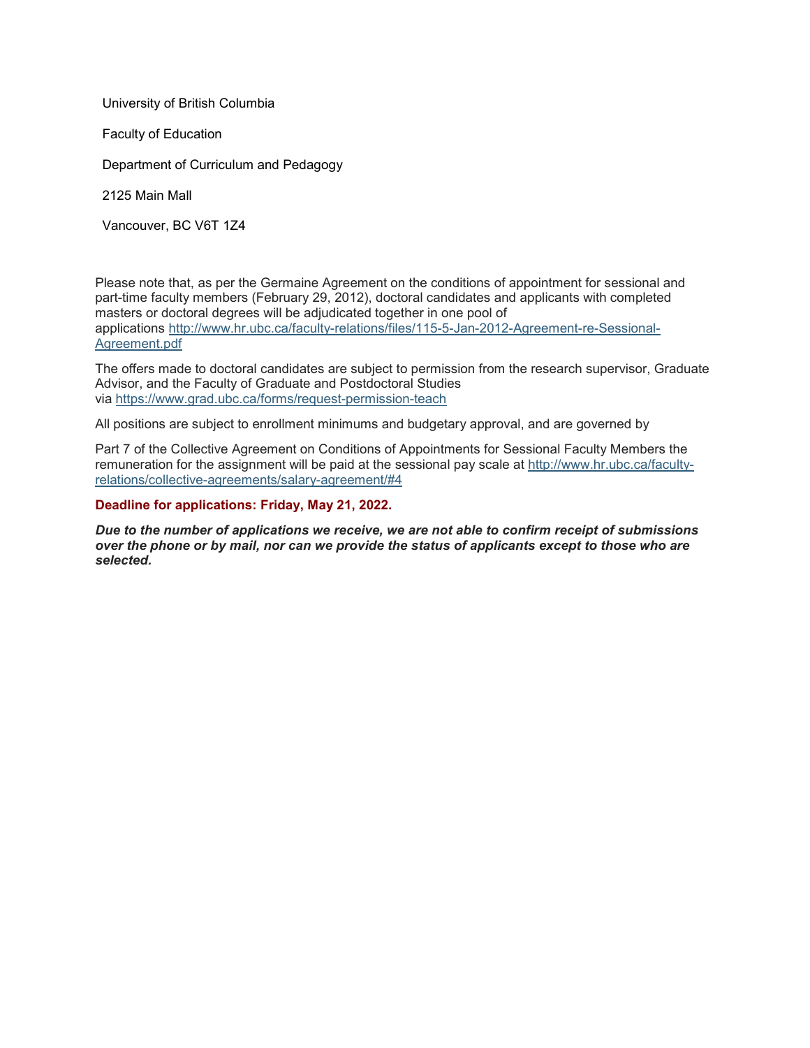University of British Columbia

Faculty of Education

Department of Curriculum and Pedagogy

2125 Main Mall

Vancouver, BC V6T 1Z4

Please note that, as per the Germaine Agreement on the conditions of appointment for sessional and part-time faculty members (February 29, 2012), doctoral candidates and applicants with completed masters or doctoral degrees will be adjudicated together in one pool of applications http://www.hr.ubc.ca/faculty-relations/files/115-5-Jan-2012-Agreement-re-Sessional-Agreement.pdf

The offers made to doctoral candidates are subject to permission from the research supervisor, Graduate Advisor, and the Faculty of Graduate and Postdoctoral Studies via https://www.grad.ubc.ca/forms/request-permission-teach

All positions are subject to enrollment minimums and budgetary approval, and are governed by

Part 7 of the Collective Agreement on Conditions of Appointments for Sessional Faculty Members the remuneration for the assignment will be paid at the sessional pay scale at http://www.hr.ubc.ca/faculty-relations/collective-agreements/salary-agreement/#4

**Deadline for applications: Friday, May 21, 2022.**

***Due to the number of applications we receive, we are not able to confirm receipt of submissions over the phone or by mail, nor can we provide the status of applicants except to those who are selected.***